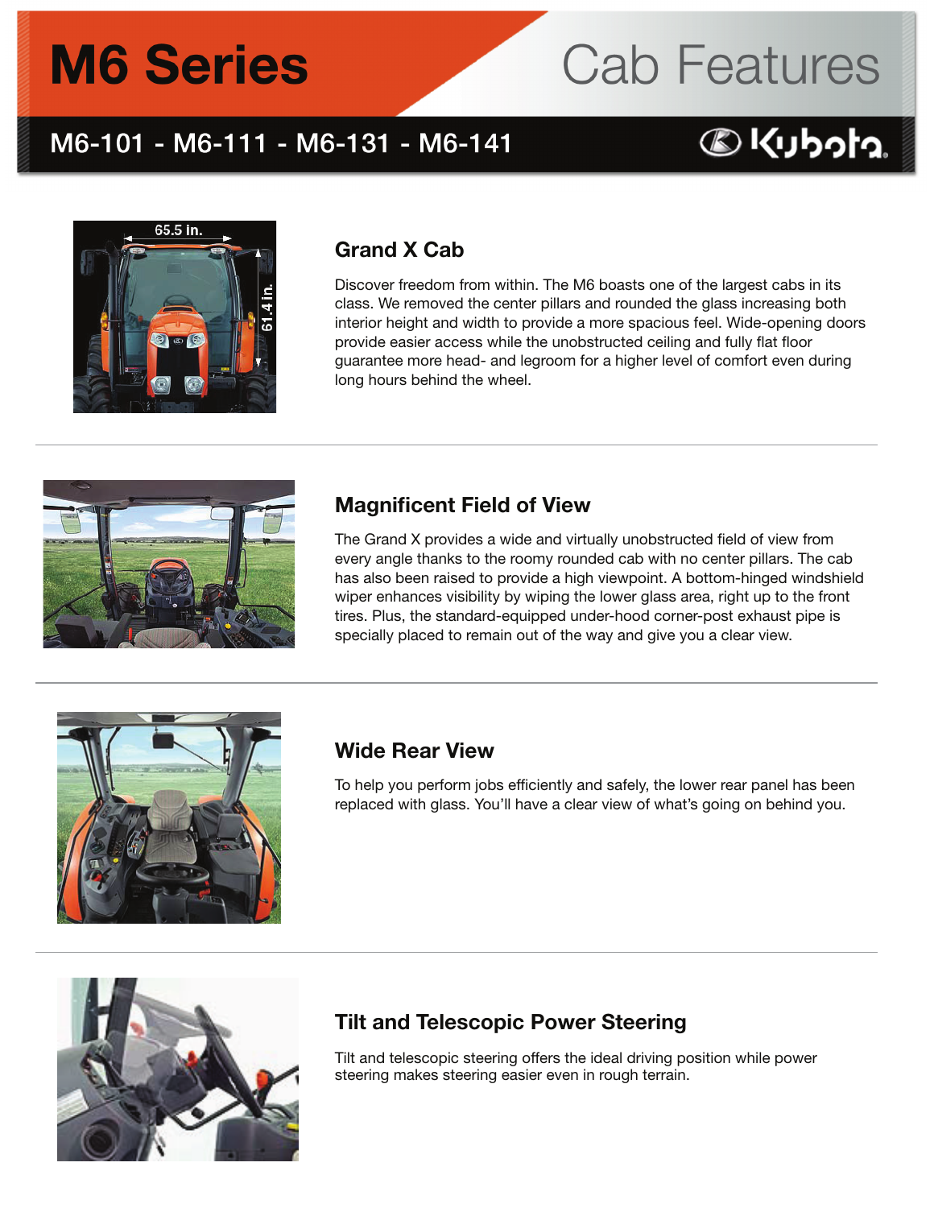# M6 Series

# Cab Features

## M6-101 - M6-111 - M6-131 - M6-141

### Grand X Cab

Discover freedom from within. The M6 boasts one of the largest cabs in its class. We removed the center pillars and rounded the glass increasing both interior height and width to provide a more spacious feel. Wide-opening doors provide easier access while the unobstructed ceiling and fully flat floor guarantee more head- and legroom for a higher level of comfort even during long hours behind the wheel.

### Magnificent Field of View

The Grand X provides a wide and virtually unobstructed field of view from every angle thanks to the roomy rounded cab with no center pillars. The cab has also been raised to provide a high viewpoint. A bottom-hinged windshield wiper enhances visibility by wiping the lower glass area, right up to the front tires. Plus, the standard-equipped under-hood corner-post exhaust pipe is specially placed to remain out of the way and give you a clear view.

### Wide Rear View

To help you perform jobs efficiently and safely, the lower rear panel has been replaced with glass. You'll have a clear view of what's going on behind you.

### Tilt and Telescopic Power Steering

Tilt and telescopic steering offers the ideal driving position while power steering makes steering easier even in rough terrain.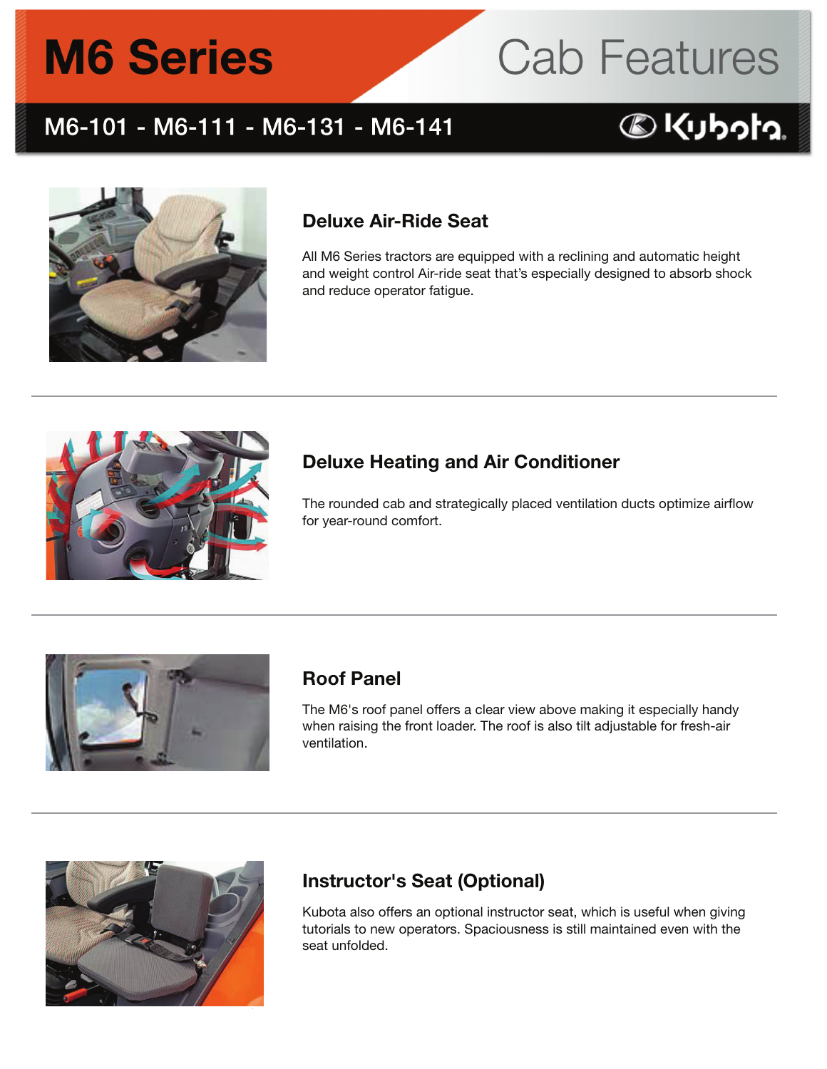# M6 Series Cab Features

## M6-101 - M6-111 - M6-131 - M6-141

### Deluxe Air-Ride Seat

All M6 Series tractors are equipped with a reclining and automatic height and weight control Air-ride seat that's especially designed to absorb shock and reduce operator fatigue.

### Deluxe Heating and Air Conditioner

The rounded cab and strategically placed ventilation ducts optimize airflow for year-round comfort.

### Roof Panel

The M6's roof panel offers a clear view above making it especially handy when raising the front loader. The roof is also tilt adjustable for fresh-air ventilation.

### Instructor's Seat (Optional)

Kubota also offers an optional instructor seat, which is useful when giving tutorials to new operators. Spaciousness is still maintained even with the seat unfolded.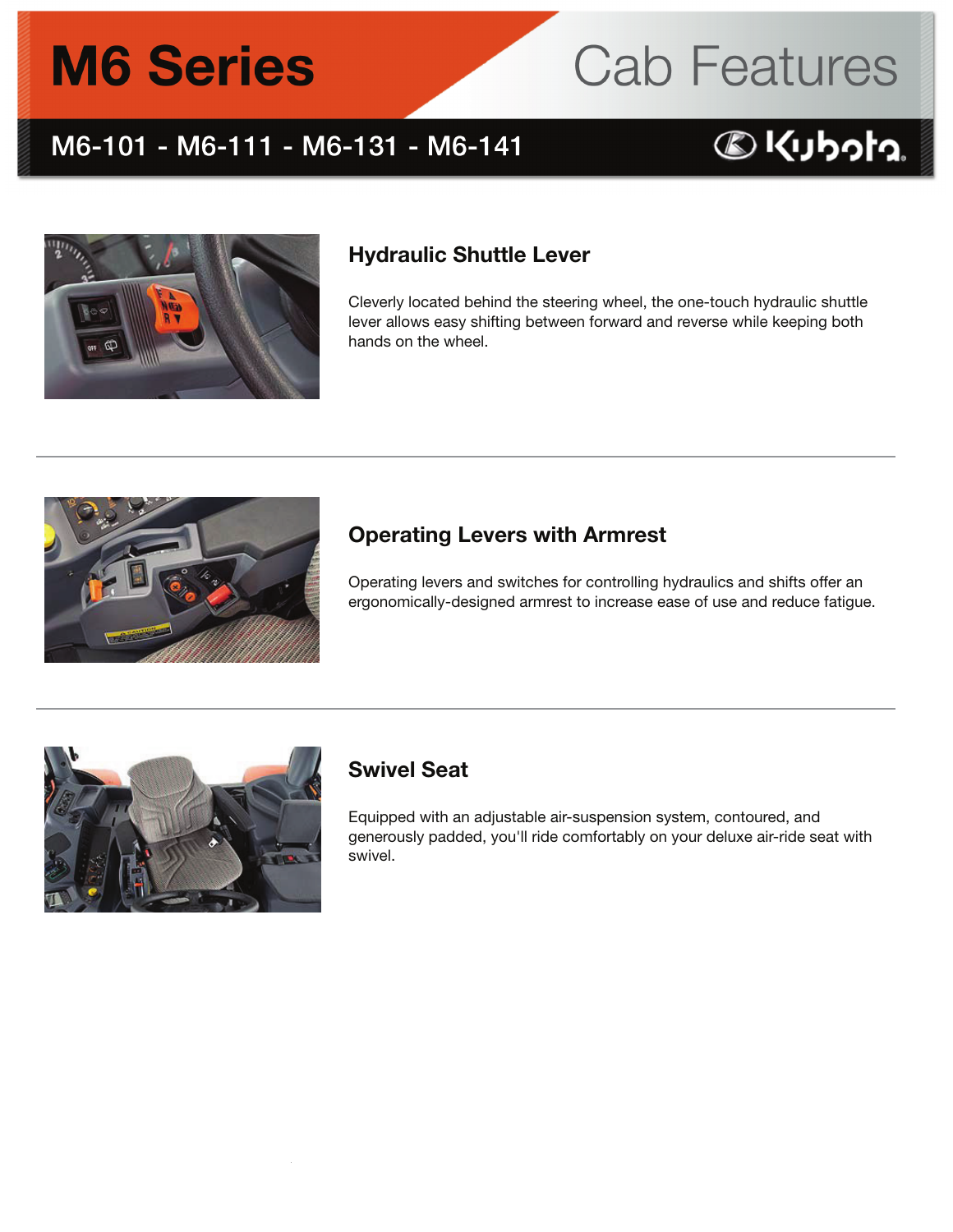# M6 Series Cab Features

## M6-101 - M6-111 - M6-131 - M6-141

Kubota

### Hydraulic Shuttle Lever

Cleverly located behind the steering wheel, the one-touch hydraulic shuttle lever allows easy shifting between forward and reverse while keeping both hands on the wheel.

---

### Operating Levers with Armrest

Operating levers and switches for controlling hydraulics and shifts offer an ergonomically-designed armrest to increase ease of use and reduce fatigue.

---

### Swivel Seat

Equipped with an adjustable air-suspension system, contoured, and generously padded, you'll ride comfortably on your deluxe air-ride seat with swivel.